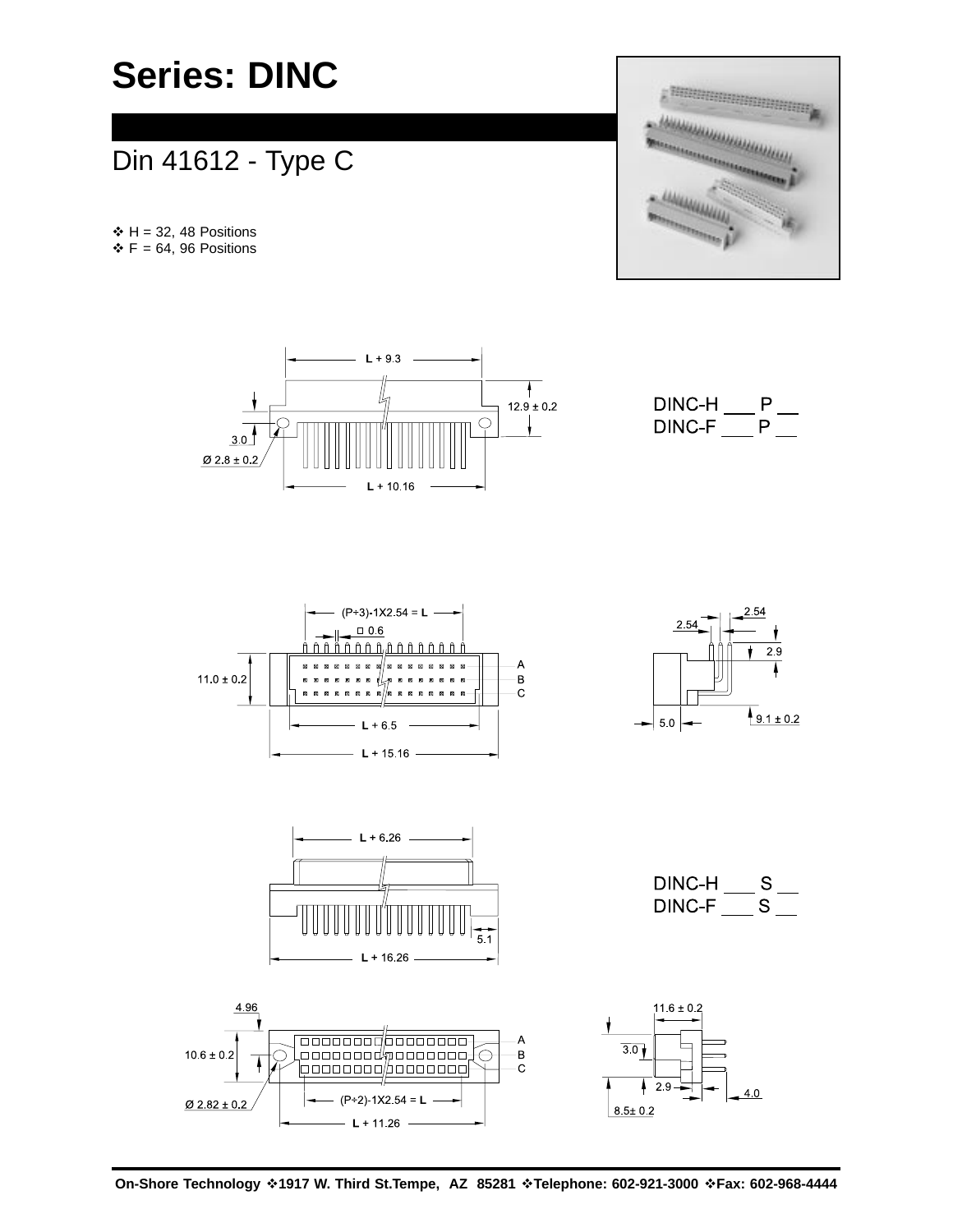# Series: DINC

## Din 41612 - Type C

- ❖ H = 32, 48 Positions
- ❖ F = 64, 96 Positions

L + 9.3

12.9 ± 0.2

3.0

Ø 2.8 ± 0.2

L + 10.16

DINC-H ___ P __
DINC-F ___ P __

(P÷3)-1X2.54 = L

□ 0.6

11.0 ± 0.2

A
B
C

L + 6.5

L + 15.16

2.54

2.54

2.9

5.0

9.1 ± 0.2

L + 6.26

5.1

L + 16.26

DINC-H ___ S __
DINC-F ___ S __

4.96

10.6 ± 0.2

Ø 2.82 ± 0.2

A
B
C

(P÷2)-1X2.54 = L

L + 11.26

11.6 ± 0.2

3.0

2.9

4.0

8.5± 0.2

On-Shore Technology ❖1917 W. Third St.Tempe, AZ 85281 ❖Telephone: 602-921-3000 ❖Fax: 602-968-4444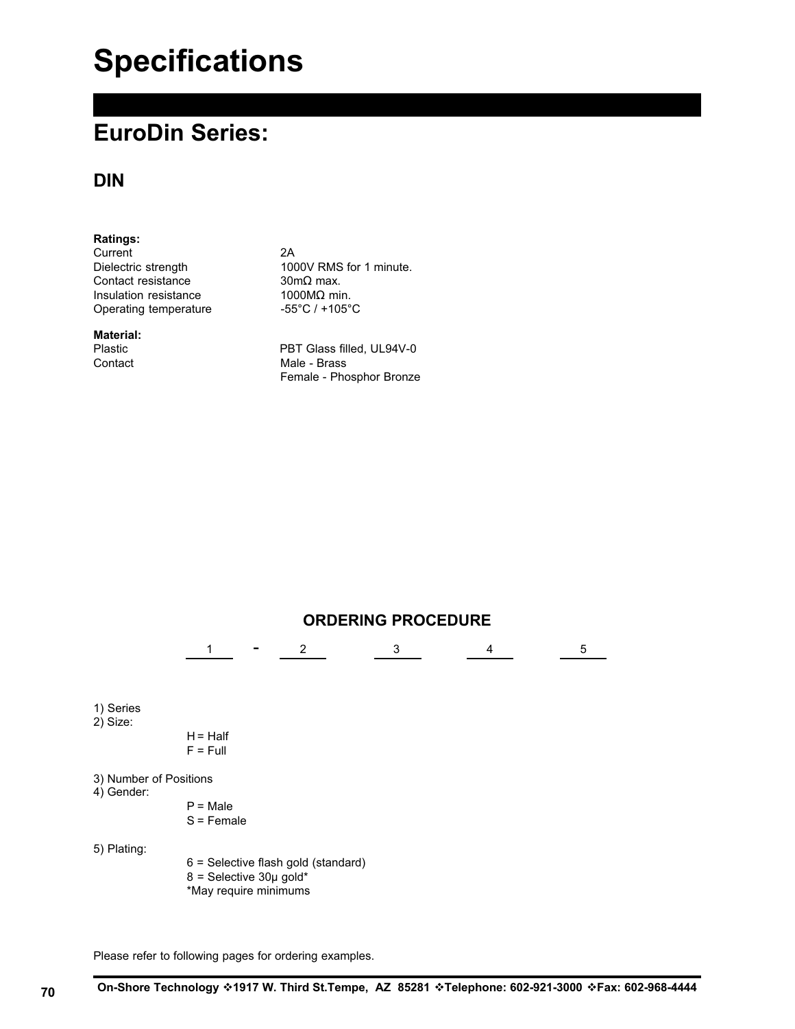# Specifications

## EuroDin Series:

### DIN

**Ratings:**

| | |
|---|---|
| Current | 2A |
| Dielectric strength | 1000V RMS for 1 minute. |
| Contact resistance | 30mΩ max. |
| Insulation resistance | 1000MΩ min. |
| Operating temperature | -55°C / +105°C |

**Material:**

| | |
|---|---|
| Plastic | PBT Glass filled, UL94V-0 |
| Contact | Male - Brass<br>Female - Phosphor Bronze |

**ORDERING PROCEDURE**

1 - 2 3 4 5

1) Series
2) Size:
   - H = Half
   - F = Full

3) Number of Positions
4) Gender:
   - P = Male
   - S = Female

5) Plating:
   - 6 = Selective flash gold (standard)
   - 8 = Selective 30µ gold*
   - *May require minimums

Please refer to following pages for ordering examples.

**On-Shore Technology ❖1917 W. Third St.Tempe, AZ 85281 ❖Telephone: 602-921-3000 ❖Fax: 602-968-4444**